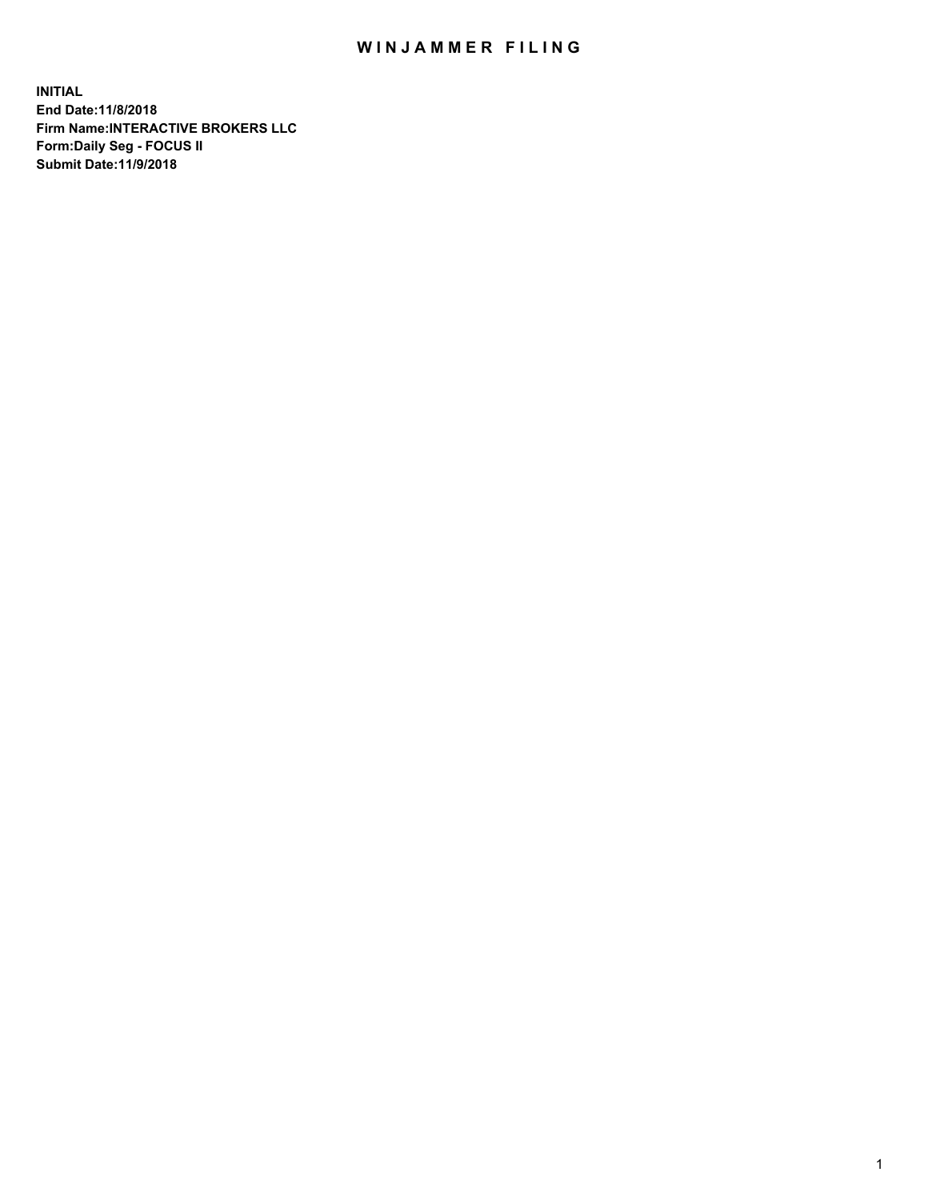# WINJAMMER FILING

**INITIAL**
**End Date:11/8/2018**
**Firm Name:INTERACTIVE BROKERS LLC**
**Form:Daily Seg - FOCUS II**
**Submit Date:11/9/2018**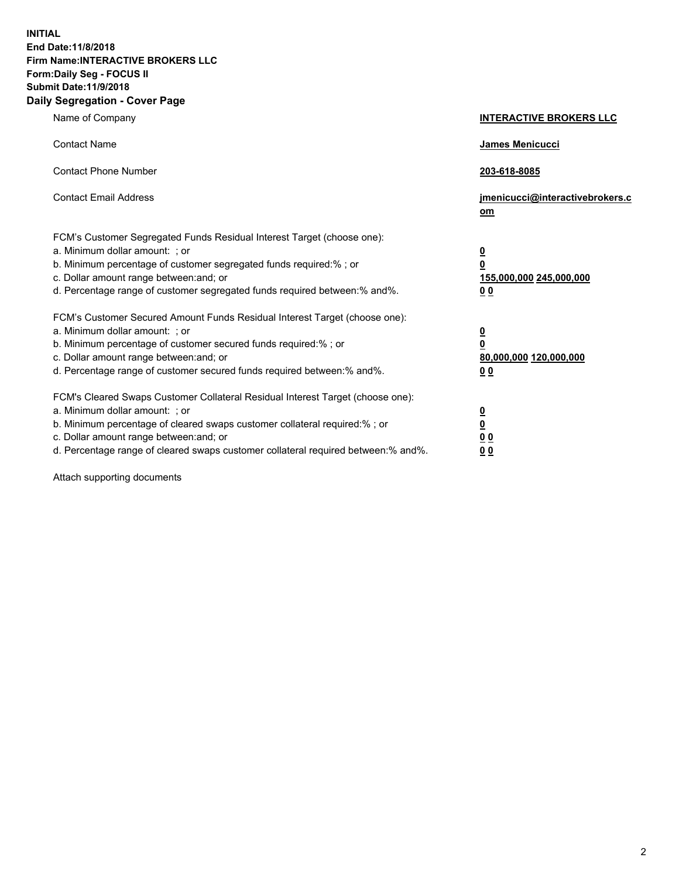**INITIAL**
**End Date:11/8/2018**
**Firm Name:INTERACTIVE BROKERS LLC**
**Form:Daily Seg - FOCUS II**
**Submit Date:11/9/2018**
**Daily Segregation - Cover Page**

| | |
|---|---|
| Name of Company | **INTERACTIVE BROKERS LLC** |
| Contact Name | **James Menicucci** |
| Contact Phone Number | **203-618-8085** |
| Contact Email Address | **jmenicucci@interactivebrokers.com** |
| FCM's Customer Segregated Funds Residual Interest Target (choose one): | |
| a. Minimum dollar amount: ; or | **0** |
| b. Minimum percentage of customer segregated funds required:% ; or | **0** |
| c. Dollar amount range between:and; or | **155,000,000 245,000,000** |
| d. Percentage range of customer segregated funds required between:% and%. | **0 0** |
| FCM's Customer Secured Amount Funds Residual Interest Target (choose one): | |
| a. Minimum dollar amount: ; or | **0** |
| b. Minimum percentage of customer secured funds required:% ; or | **0** |
| c. Dollar amount range between:and; or | **80,000,000 120,000,000** |
| d. Percentage range of customer secured funds required between:% and%. | **0 0** |
| FCM's Cleared Swaps Customer Collateral Residual Interest Target (choose one): | |
| a. Minimum dollar amount: ; or | **0** |
| b. Minimum percentage of cleared swaps customer collateral required:% ; or | **0** |
| c. Dollar amount range between:and; or | **0 0** |
| d. Percentage range of cleared swaps customer collateral required between:% and%. | **0 0** |

Attach supporting documents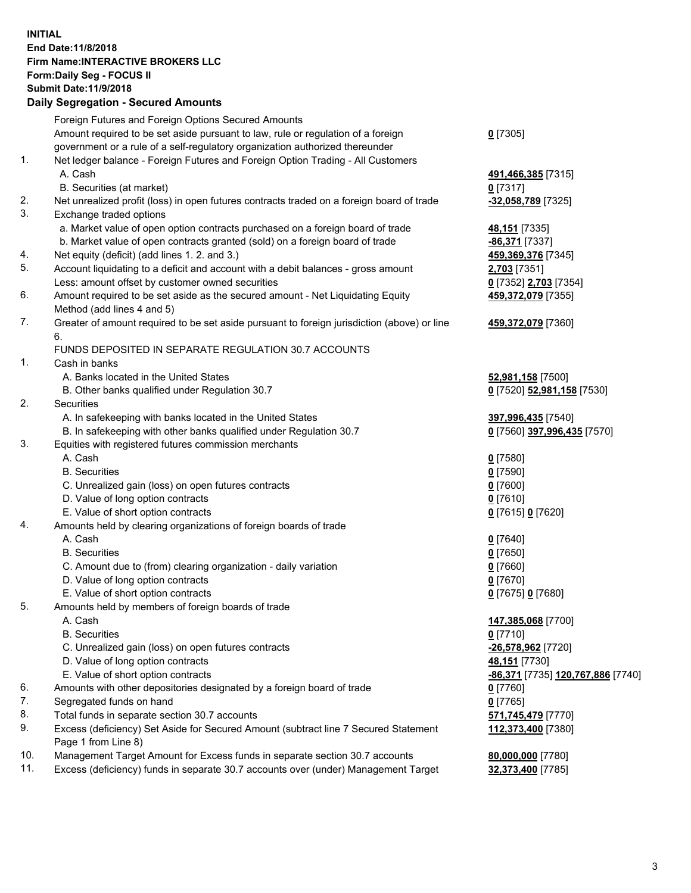**INITIAL**
**End Date:11/8/2018**
**Firm Name:INTERACTIVE BROKERS LLC**
**Form:Daily Seg - FOCUS II**
**Submit Date:11/9/2018**

## Daily Segregation - Secured Amounts

| | | |
|---|---|---|
| | Foreign Futures and Foreign Options Secured Amounts | |
| | Amount required to be set aside pursuant to law, rule or regulation of a foreign government or a rule of a self-regulatory organization authorized thereunder | **0** [7305] |
| 1. | Net ledger balance - Foreign Futures and Foreign Option Trading - All Customers | |
| | A. Cash | **491,466,385** [7315] |
| | B. Securities (at market) | **0** [7317] |
| 2. | Net unrealized profit (loss) in open futures contracts traded on a foreign board of trade | **-32,058,789** [7325] |
| 3. | Exchange traded options | |
| | a. Market value of open option contracts purchased on a foreign board of trade | **48,151** [7335] |
| | b. Market value of open contracts granted (sold) on a foreign board of trade | **-86,371** [7337] |
| 4. | Net equity (deficit) (add lines 1. 2. and 3.) | **459,369,376** [7345] |
| 5. | Account liquidating to a deficit and account with a debit balances - gross amount | **2,703** [7351] |
| | Less: amount offset by customer owned securities | **0** [7352] **2,703** [7354] |
| 6. | Amount required to be set aside as the secured amount - Net Liquidating Equity Method (add lines 4 and 5) | **459,372,079** [7355] |
| 7. | Greater of amount required to be set aside pursuant to foreign jurisdiction (above) or line 6. | **459,372,079** [7360] |
| | FUNDS DEPOSITED IN SEPARATE REGULATION 30.7 ACCOUNTS | |
| 1. | Cash in banks | |
| | A. Banks located in the United States | **52,981,158** [7500] |
| | B. Other banks qualified under Regulation 30.7 | **0** [7520] **52,981,158** [7530] |
| 2. | Securities | |
| | A. In safekeeping with banks located in the United States | **397,996,435** [7540] |
| | B. In safekeeping with other banks qualified under Regulation 30.7 | **0** [7560] **397,996,435** [7570] |
| 3. | Equities with registered futures commission merchants | |
| | A. Cash | **0** [7580] |
| | B. Securities | **0** [7590] |
| | C. Unrealized gain (loss) on open futures contracts | **0** [7600] |
| | D. Value of long option contracts | **0** [7610] |
| | E. Value of short option contracts | **0** [7615] **0** [7620] |
| 4. | Amounts held by clearing organizations of foreign boards of trade | |
| | A. Cash | **0** [7640] |
| | B. Securities | **0** [7650] |
| | C. Amount due to (from) clearing organization - daily variation | **0** [7660] |
| | D. Value of long option contracts | **0** [7670] |
| | E. Value of short option contracts | **0** [7675] **0** [7680] |
| 5. | Amounts held by members of foreign boards of trade | |
| | A. Cash | **147,385,068** [7700] |
| | B. Securities | **0** [7710] |
| | C. Unrealized gain (loss) on open futures contracts | **-26,578,962** [7720] |
| | D. Value of long option contracts | **48,151** [7730] |
| | E. Value of short option contracts | **-86,371** [7735] **120,767,886** [7740] |
| 6. | Amounts with other depositories designated by a foreign board of trade | **0** [7760] |
| 7. | Segregated funds on hand | **0** [7765] |
| 8. | Total funds in separate section 30.7 accounts | **571,745,479** [7770] |
| 9. | Excess (deficiency) Set Aside for Secured Amount (subtract line 7 Secured Statement Page 1 from Line 8) | **112,373,400** [7380] |
| 10. | Management Target Amount for Excess funds in separate section 30.7 accounts | **80,000,000** [7780] |
| 11. | Excess (deficiency) funds in separate 30.7 accounts over (under) Management Target | **32,373,400** [7785] |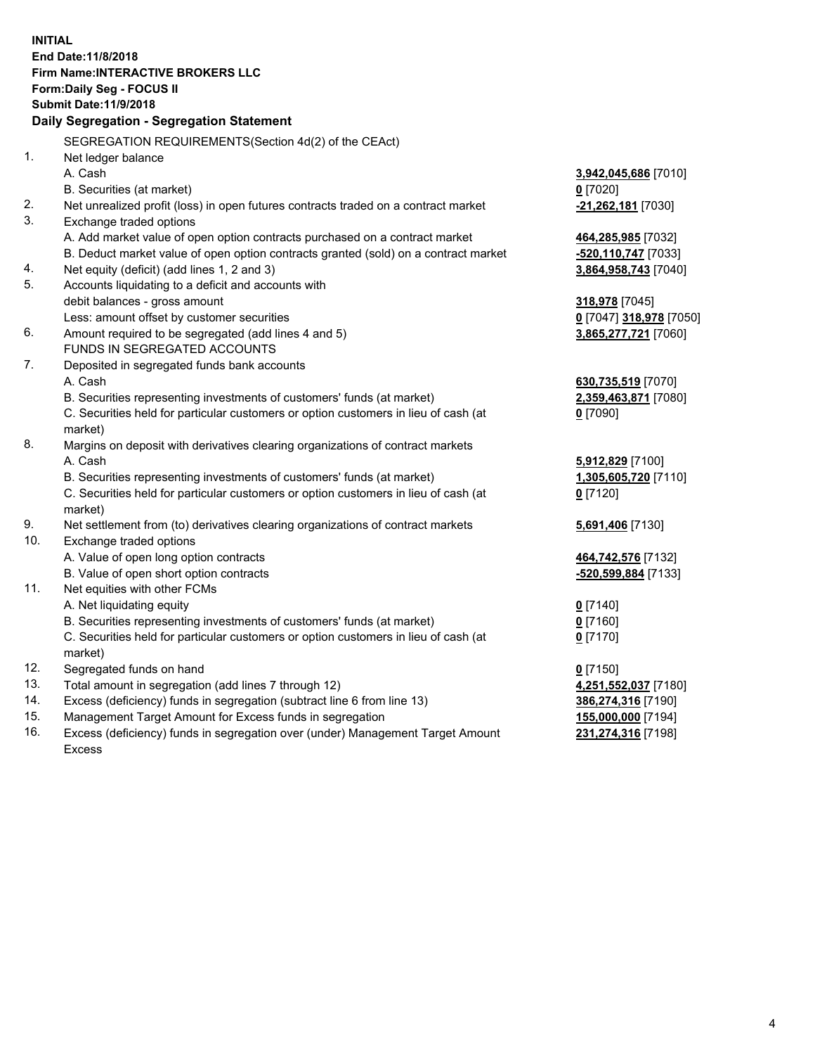**INITIAL**
**End Date:11/8/2018**
**Firm Name:INTERACTIVE BROKERS LLC**
**Form:Daily Seg - FOCUS II**
**Submit Date:11/9/2018**

## Daily Segregation - Segregation Statement

| | | |
|---|---|---|
| | SEGREGATION REQUIREMENTS(Section 4d(2) of the CEAct) | |
| 1. | Net ledger balance | |
| | A. Cash | **3,942,045,686** [7010] |
| | B. Securities (at market) | **0** [7020] |
| 2. | Net unrealized profit (loss) in open futures contracts traded on a contract market | **-21,262,181** [7030] |
| 3. | Exchange traded options | |
| | A. Add market value of open option contracts purchased on a contract market | **464,285,985** [7032] |
| | B. Deduct market value of open option contracts granted (sold) on a contract market | **-520,110,747** [7033] |
| 4. | Net equity (deficit) (add lines 1, 2 and 3) | **3,864,958,743** [7040] |
| 5. | Accounts liquidating to a deficit and accounts with debit balances - gross amount | **318,978** [7045] |
| | Less: amount offset by customer securities | **0** [7047] **318,978** [7050] |
| 6. | Amount required to be segregated (add lines 4 and 5) | **3,865,277,721** [7060] |
| | FUNDS IN SEGREGATED ACCOUNTS | |
| 7. | Deposited in segregated funds bank accounts | |
| | A. Cash | **630,735,519** [7070] |
| | B. Securities representing investments of customers' funds (at market) | **2,359,463,871** [7080] |
| | C. Securities held for particular customers or option customers in lieu of cash (at market) | **0** [7090] |
| 8. | Margins on deposit with derivatives clearing organizations of contract markets | |
| | A. Cash | **5,912,829** [7100] |
| | B. Securities representing investments of customers' funds (at market) | **1,305,605,720** [7110] |
| | C. Securities held for particular customers or option customers in lieu of cash (at market) | **0** [7120] |
| 9. | Net settlement from (to) derivatives clearing organizations of contract markets | **5,691,406** [7130] |
| 10. | Exchange traded options | |
| | A. Value of open long option contracts | **464,742,576** [7132] |
| | B. Value of open short option contracts | **-520,599,884** [7133] |
| 11. | Net equities with other FCMs | |
| | A. Net liquidating equity | **0** [7140] |
| | B. Securities representing investments of customers' funds (at market) | **0** [7160] |
| | C. Securities held for particular customers or option customers in lieu of cash (at market) | **0** [7170] |
| 12. | Segregated funds on hand | **0** [7150] |
| 13. | Total amount in segregation (add lines 7 through 12) | **4,251,552,037** [7180] |
| 14. | Excess (deficiency) funds in segregation (subtract line 6 from line 13) | **386,274,316** [7190] |
| 15. | Management Target Amount for Excess funds in segregation | **155,000,000** [7194] |
| 16. | Excess (deficiency) funds in segregation over (under) Management Target Amount Excess | **231,274,316** [7198] |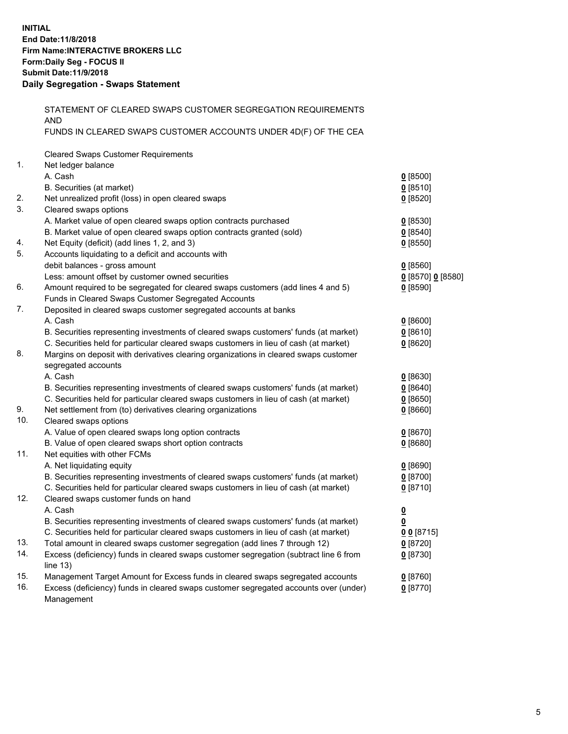**INITIAL**
**End Date:11/8/2018**
**Firm Name:INTERACTIVE BROKERS LLC**
**Form:Daily Seg - FOCUS II**
**Submit Date:11/9/2018**
**Daily Segregation - Swaps Statement**

STATEMENT OF CLEARED SWAPS CUSTOMER SEGREGATION REQUIREMENTS AND FUNDS IN CLEARED SWAPS CUSTOMER ACCOUNTS UNDER 4D(F) OF THE CEA

| | | |
|---|---|---|
| | Cleared Swaps Customer Requirements | |
| 1. | Net ledger balance | |
| | A. Cash | 0 [8500] |
| | B. Securities (at market) | 0 [8510] |
| 2. | Net unrealized profit (loss) in open cleared swaps | 0 [8520] |
| 3. | Cleared swaps options | |
| | A. Market value of open cleared swaps option contracts purchased | 0 [8530] |
| | B. Market value of open cleared swaps option contracts granted (sold) | 0 [8540] |
| 4. | Net Equity (deficit) (add lines 1, 2, and 3) | 0 [8550] |
| 5. | Accounts liquidating to a deficit and accounts with | |
| | debit balances - gross amount | 0 [8560] |
| | Less: amount offset by customer owned securities | 0 [8570] 0 [8580] |
| 6. | Amount required to be segregated for cleared swaps customers (add lines 4 and 5) | 0 [8590] |
| | Funds in Cleared Swaps Customer Segregated Accounts | |
| 7. | Deposited in cleared swaps customer segregated accounts at banks | |
| | A. Cash | 0 [8600] |
| | B. Securities representing investments of cleared swaps customers' funds (at market) | 0 [8610] |
| | C. Securities held for particular cleared swaps customers in lieu of cash (at market) | 0 [8620] |
| 8. | Margins on deposit with derivatives clearing organizations in cleared swaps customer segregated accounts | |
| | A. Cash | 0 [8630] |
| | B. Securities representing investments of cleared swaps customers' funds (at market) | 0 [8640] |
| | C. Securities held for particular cleared swaps customers in lieu of cash (at market) | 0 [8650] |
| 9. | Net settlement from (to) derivatives clearing organizations | 0 [8660] |
| 10. | Cleared swaps options | |
| | A. Value of open cleared swaps long option contracts | 0 [8670] |
| | B. Value of open cleared swaps short option contracts | 0 [8680] |
| 11. | Net equities with other FCMs | |
| | A. Net liquidating equity | 0 [8690] |
| | B. Securities representing investments of cleared swaps customers' funds (at market) | 0 [8700] |
| | C. Securities held for particular cleared swaps customers in lieu of cash (at market) | 0 [8710] |
| 12. | Cleared swaps customer funds on hand | |
| | A. Cash | 0 |
| | B. Securities representing investments of cleared swaps customers' funds (at market) | 0 |
| | C. Securities held for particular cleared swaps customers in lieu of cash (at market) | 0 0 [8715] |
| 13. | Total amount in cleared swaps customer segregation (add lines 7 through 12) | 0 [8720] |
| 14. | Excess (deficiency) funds in cleared swaps customer segregation (subtract line 6 from line 13) | 0 [8730] |
| 15. | Management Target Amount for Excess funds in cleared swaps segregated accounts | 0 [8760] |
| 16. | Excess (deficiency) funds in cleared swaps customer segregated accounts over (under) Management | 0 [8770] |